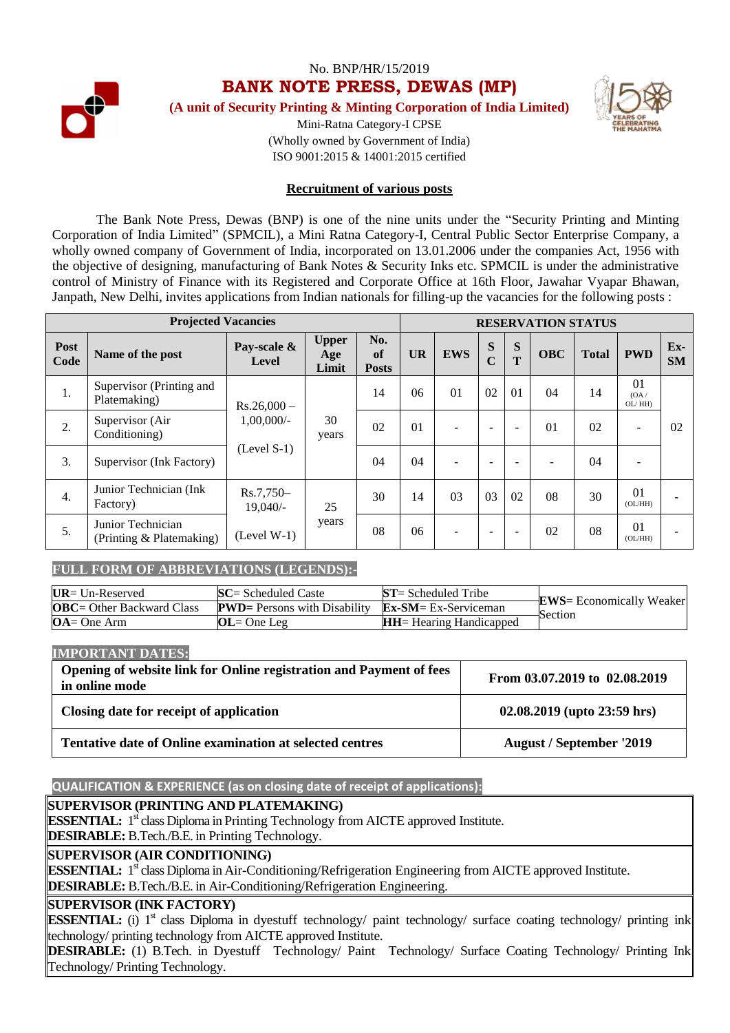No. BNP/HR/15/2019

# BANK NOTE PRESS, DEWAS (MP)

**(A unit of Security Printing & Minting Corporation of India Limited)**

Mini-Ratna Category-I CPSE

(Wholly owned by Government of India)

ISO 9001:2015 & 14001:2015 certified

## Recruitment of various posts

The Bank Note Press, Dewas (BNP) is one of the nine units under the "Security Printing and Minting Corporation of India Limited" (SPMCIL), a Mini Ratna Category-I, Central Public Sector Enterprise Company, a wholly owned company of Government of India, incorporated on 13.01.2006 under the companies Act, 1956 with the objective of designing, manufacturing of Bank Notes & Security Inks etc. SPMCIL is under the administrative control of Ministry of Finance with its Registered and Corporate Office at 16th Floor, Jawahar Vyapar Bhawan, Janpath, New Delhi, invites applications from Indian nationals for filling-up the vacancies for the following posts :

| Projected Vacancies | | | | | RESERVATION STATUS | | | | | | | |
|---|---|---|---|---|---|---|---|---|---|---|---|---|
| **Post Code** | **Name of the post** | **Pay-scale & Level** | **Upper Age Limit** | **No. of Posts** | **UR** | **EWS** | **SC** | **ST** | **OBC** | **Total** | **PWD** | **Ex-SM** |
| 1. | Supervisor (Printing and Platemaking) | Rs.26,000 – 1,00,000/- (Level S-1) | 30 years | 14 | 06 | 01 | 02 | 01 | 04 | 14 | 01 (OA / OL/ HH) | 02 |
| 2. | Supervisor (Air Conditioning) | | | 02 | 01 | - | - | - | 01 | 02 | - | |
| 3. | Supervisor (Ink Factory) | | | 04 | 04 | - | - | - | - | 04 | - | |
| 4. | Junior Technician (Ink Factory) | Rs.7,750–19,040/- (Level W-1) | 25 years | 30 | 14 | 03 | 03 | 02 | 08 | 30 | 01 (OL/HH) | - |
| 5. | Junior Technician (Printing & Platemaking) | | | 08 | 06 | - | - | - | 02 | 08 | 01 (OL/HH) | - |

### FULL FORM OF ABBREVIATIONS (LEGENDS):-

| | | | |
|---|---|---|---|
| **UR**= Un-Reserved | **SC**= Scheduled Caste | **ST**= Scheduled Tribe | **EWS**= Economically Weaker Section |
| **OBC**= Other Backward Class | **PWD**= Persons with Disability | **Ex-SM**= Ex-Serviceman | |
| **OA**= One Arm | **OL**= One Leg | **HH**= Hearing Handicapped | |

### IMPORTANT DATES:

| | |
|---|---|
| **Opening of website link for Online registration and Payment of fees in online mode** | **From 03.07.2019 to 02.08.2019** |
| **Closing date for receipt of application** | **02.08.2019 (upto 23:59 hrs)** |
| **Tentative date of Online examination at selected centres** | **August / September '2019** |

### QUALIFICATION & EXPERIENCE (as on closing date of receipt of applications):

**SUPERVISOR (PRINTING AND PLATEMAKING)**

**ESSENTIAL:** 1st class Diploma in Printing Technology from AICTE approved Institute.

**DESIRABLE:** B.Tech./B.E. in Printing Technology.

**SUPERVISOR (AIR CONDITIONING)**

**ESSENTIAL:** 1st class Diploma in Air-Conditioning/Refrigeration Engineering from AICTE approved Institute.

**DESIRABLE:** B.Tech./B.E. in Air-Conditioning/Refrigeration Engineering.

**SUPERVISOR (INK FACTORY)**

**ESSENTIAL:** (i) 1st class Diploma in dyestuff technology/ paint technology/ surface coating technology/ printing ink technology/ printing technology from AICTE approved Institute.

**DESIRABLE:** (1) B.Tech. in Dyestuff Technology/ Paint Technology/ Surface Coating Technology/ Printing Ink Technology/ Printing Technology.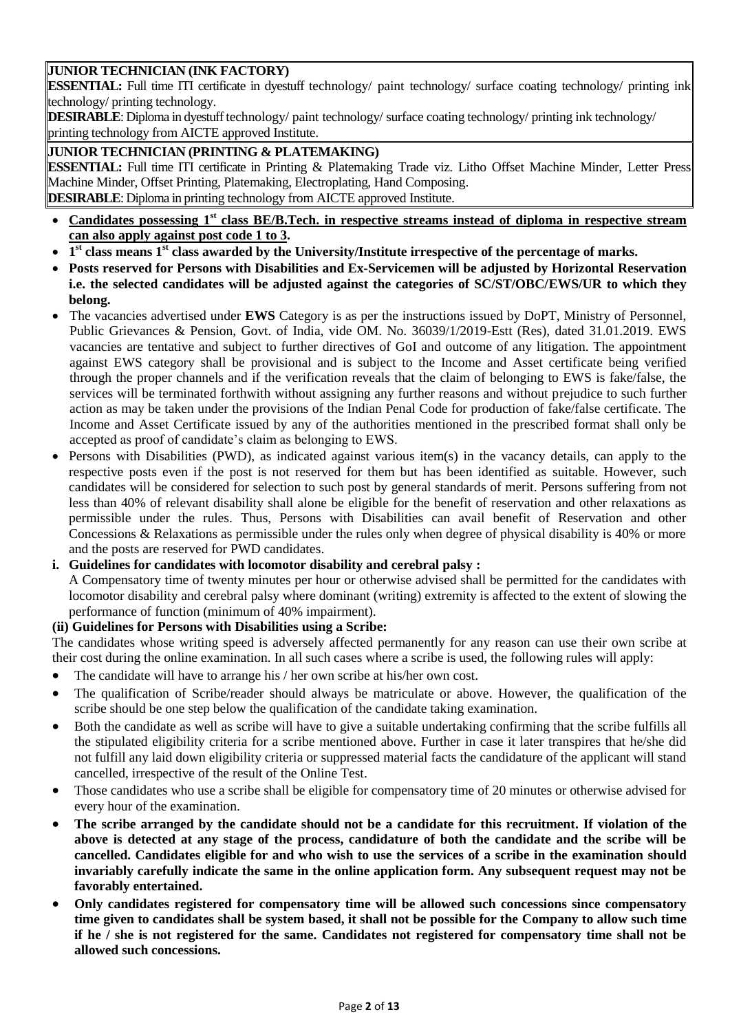**JUNIOR TECHNICIAN (INK FACTORY)**

**ESSENTIAL:** Full time ITI certificate in dyestuff technology/ paint technology/ surface coating technology/ printing ink technology/ printing technology.

**DESIRABLE**: Diploma in dyestuff technology/ paint technology/ surface coating technology/ printing ink technology/ printing technology from AICTE approved Institute.

**JUNIOR TECHNICIAN (PRINTING & PLATEMAKING)**

**ESSENTIAL:** Full time ITI certificate in Printing & Platemaking Trade viz. Litho Offset Machine Minder, Letter Press Machine Minder, Offset Printing, Platemaking, Electroplating, Hand Composing.

**DESIRABLE**: Diploma in printing technology from AICTE approved Institute.

- **Candidates possessing 1st class BE/B.Tech. in respective streams instead of diploma in respective stream can also apply against post code 1 to 3.**
- **1st class means 1st class awarded by the University/Institute irrespective of the percentage of marks.**
- **Posts reserved for Persons with Disabilities and Ex-Servicemen will be adjusted by Horizontal Reservation i.e. the selected candidates will be adjusted against the categories of SC/ST/OBC/EWS/UR to which they belong.**
- The vacancies advertised under **EWS** Category is as per the instructions issued by DoPT, Ministry of Personnel, Public Grievances & Pension, Govt. of India, vide OM. No. 36039/1/2019-Estt (Res), dated 31.01.2019. EWS vacancies are tentative and subject to further directives of GoI and outcome of any litigation. The appointment against EWS category shall be provisional and is subject to the Income and Asset certificate being verified through the proper channels and if the verification reveals that the claim of belonging to EWS is fake/false, the services will be terminated forthwith without assigning any further reasons and without prejudice to such further action as may be taken under the provisions of the Indian Penal Code for production of fake/false certificate. The Income and Asset Certificate issued by any of the authorities mentioned in the prescribed format shall only be accepted as proof of candidate's claim as belonging to EWS.
- Persons with Disabilities (PWD), as indicated against various item(s) in the vacancy details, can apply to the respective posts even if the post is not reserved for them but has been identified as suitable. However, such candidates will be considered for selection to such post by general standards of merit. Persons suffering from not less than 40% of relevant disability shall alone be eligible for the benefit of reservation and other relaxations as permissible under the rules. Thus, Persons with Disabilities can avail benefit of Reservation and other Concessions & Relaxations as permissible under the rules only when degree of physical disability is 40% or more and the posts are reserved for PWD candidates.

**i. Guidelines for candidates with locomotor disability and cerebral palsy :**

A Compensatory time of twenty minutes per hour or otherwise advised shall be permitted for the candidates with locomotor disability and cerebral palsy where dominant (writing) extremity is affected to the extent of slowing the performance of function (minimum of 40% impairment).

**(ii) Guidelines for Persons with Disabilities using a Scribe:**

The candidates whose writing speed is adversely affected permanently for any reason can use their own scribe at their cost during the online examination. In all such cases where a scribe is used, the following rules will apply:

- The candidate will have to arrange his / her own scribe at his/her own cost.
- The qualification of Scribe/reader should always be matriculate or above. However, the qualification of the scribe should be one step below the qualification of the candidate taking examination.
- Both the candidate as well as scribe will have to give a suitable undertaking confirming that the scribe fulfills all the stipulated eligibility criteria for a scribe mentioned above. Further in case it later transpires that he/she did not fulfill any laid down eligibility criteria or suppressed material facts the candidature of the applicant will stand cancelled, irrespective of the result of the Online Test.
- Those candidates who use a scribe shall be eligible for compensatory time of 20 minutes or otherwise advised for every hour of the examination.
- **The scribe arranged by the candidate should not be a candidate for this recruitment. If violation of the above is detected at any stage of the process, candidature of both the candidate and the scribe will be cancelled. Candidates eligible for and who wish to use the services of a scribe in the examination should invariably carefully indicate the same in the online application form. Any subsequent request may not be favorably entertained.**
- **Only candidates registered for compensatory time will be allowed such concessions since compensatory time given to candidates shall be system based, it shall not be possible for the Company to allow such time if he / she is not registered for the same. Candidates not registered for compensatory time shall not be allowed such concessions.**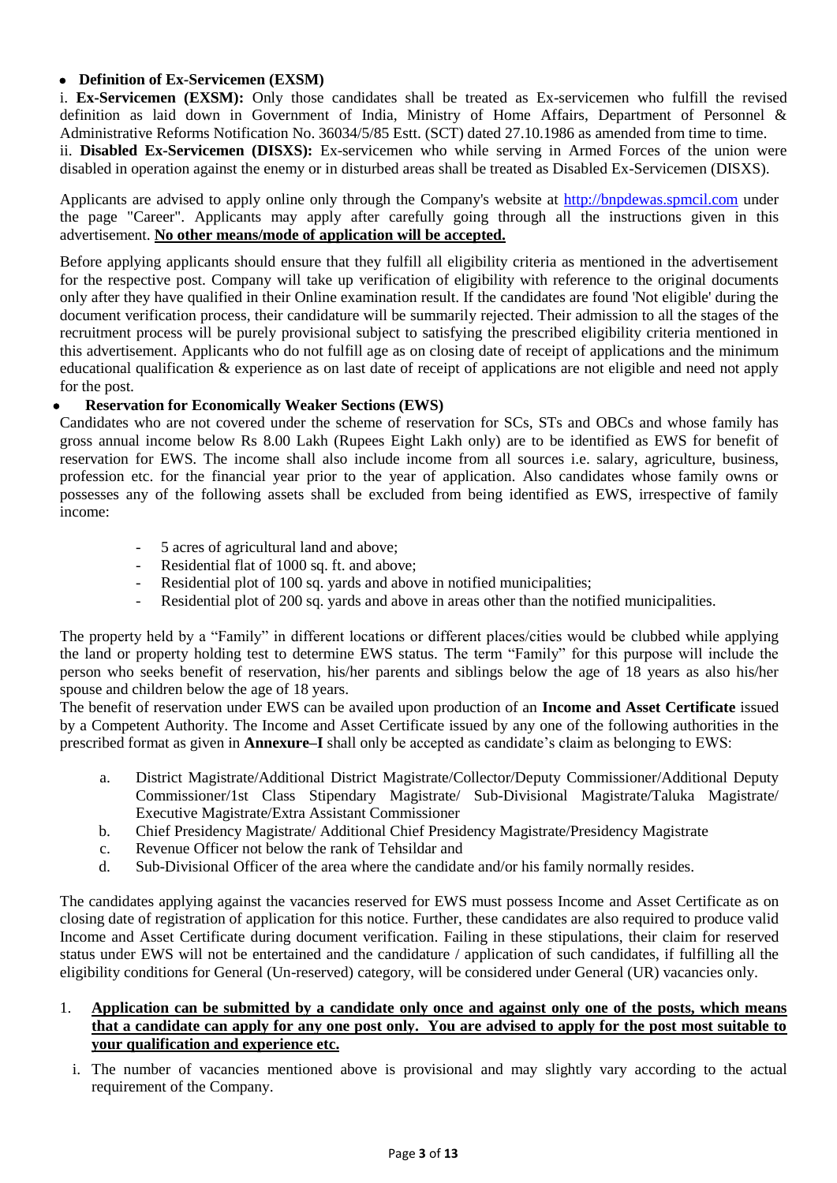- **Definition of Ex-Servicemen (EXSM)**

i. **Ex-Servicemen (EXSM):** Only those candidates shall be treated as Ex-servicemen who fulfill the revised definition as laid down in Government of India, Ministry of Home Affairs, Department of Personnel & Administrative Reforms Notification No. 36034/5/85 Estt. (SCT) dated 27.10.1986 as amended from time to time.

ii. **Disabled Ex-Servicemen (DISXS):** Ex-servicemen who while serving in Armed Forces of the union were disabled in operation against the enemy or in disturbed areas shall be treated as Disabled Ex-Servicemen (DISXS).

Applicants are advised to apply online only through the Company's website at http://bnpdewas.spmcil.com under the page "Career". Applicants may apply after carefully going through all the instructions given in this advertisement. **No other means/mode of application will be accepted.**

Before applying applicants should ensure that they fulfill all eligibility criteria as mentioned in the advertisement for the respective post. Company will take up verification of eligibility with reference to the original documents only after they have qualified in their Online examination result. If the candidates are found 'Not eligible' during the document verification process, their candidature will be summarily rejected. Their admission to all the stages of the recruitment process will be purely provisional subject to satisfying the prescribed eligibility criteria mentioned in this advertisement. Applicants who do not fulfill age as on closing date of receipt of applications and the minimum educational qualification & experience as on last date of receipt of applications are not eligible and need not apply for the post.

- **Reservation for Economically Weaker Sections (EWS)**

Candidates who are not covered under the scheme of reservation for SCs, STs and OBCs and whose family has gross annual income below Rs 8.00 Lakh (Rupees Eight Lakh only) are to be identified as EWS for benefit of reservation for EWS. The income shall also include income from all sources i.e. salary, agriculture, business, profession etc. for the financial year prior to the year of application. Also candidates whose family owns or possesses any of the following assets shall be excluded from being identified as EWS, irrespective of family income:

- 5 acres of agricultural land and above;
- Residential flat of 1000 sq. ft. and above;
- Residential plot of 100 sq. yards and above in notified municipalities;
- Residential plot of 200 sq. yards and above in areas other than the notified municipalities.

The property held by a "Family" in different locations or different places/cities would be clubbed while applying the land or property holding test to determine EWS status. The term "Family" for this purpose will include the person who seeks benefit of reservation, his/her parents and siblings below the age of 18 years as also his/her spouse and children below the age of 18 years.

The benefit of reservation under EWS can be availed upon production of an **Income and Asset Certificate** issued by a Competent Authority. The Income and Asset Certificate issued by any one of the following authorities in the prescribed format as given in **Annexure–I** shall only be accepted as candidate's claim as belonging to EWS:

a. District Magistrate/Additional District Magistrate/Collector/Deputy Commissioner/Additional Deputy Commissioner/1st Class Stipendary Magistrate/ Sub-Divisional Magistrate/Taluka Magistrate/ Executive Magistrate/Extra Assistant Commissioner
b. Chief Presidency Magistrate/ Additional Chief Presidency Magistrate/Presidency Magistrate
c. Revenue Officer not below the rank of Tehsildar and
d. Sub-Divisional Officer of the area where the candidate and/or his family normally resides.

The candidates applying against the vacancies reserved for EWS must possess Income and Asset Certificate as on closing date of registration of application for this notice. Further, these candidates are also required to produce valid Income and Asset Certificate during document verification. Failing in these stipulations, their claim for reserved status under EWS will not be entertained and the candidature / application of such candidates, if fulfilling all the eligibility conditions for General (Un-reserved) category, will be considered under General (UR) vacancies only.

1. **Application can be submitted by a candidate only once and against only one of the posts, which means that a candidate can apply for any one post only. You are advised to apply for the post most suitable to your qualification and experience etc.**

   i. The number of vacancies mentioned above is provisional and may slightly vary according to the actual requirement of the Company.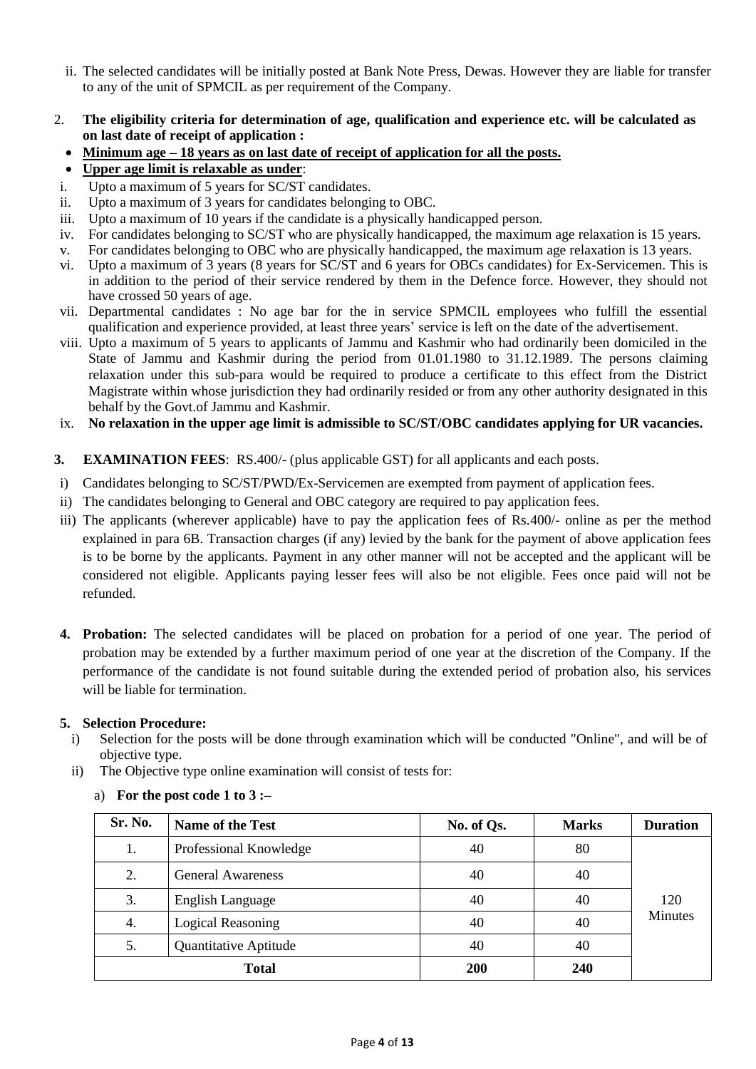ii. The selected candidates will be initially posted at Bank Note Press, Dewas. However they are liable for transfer to any of the unit of SPMCIL as per requirement of the Company.

2. **The eligibility criteria for determination of age, qualification and experience etc. will be calculated as on last date of receipt of application :**

- **<u>Minimum age – 18 years as on last date of receipt of application for all the posts.</u>**
- **<u>Upper age limit is relaxable as under</u>**:

i. Upto a maximum of 5 years for SC/ST candidates.
ii. Upto a maximum of 3 years for candidates belonging to OBC.
iii. Upto a maximum of 10 years if the candidate is a physically handicapped person.
iv. For candidates belonging to SC/ST who are physically handicapped, the maximum age relaxation is 15 years.
v. For candidates belonging to OBC who are physically handicapped, the maximum age relaxation is 13 years.
vi. Upto a maximum of 3 years (8 years for SC/ST and 6 years for OBCs candidates) for Ex-Servicemen. This is in addition to the period of their service rendered by them in the Defence force. However, they should not have crossed 50 years of age.
vii. Departmental candidates : No age bar for the in service SPMCIL employees who fulfill the essential qualification and experience provided, at least three years' service is left on the date of the advertisement.
viii. Upto a maximum of 5 years to applicants of Jammu and Kashmir who had ordinarily been domiciled in the State of Jammu and Kashmir during the period from 01.01.1980 to 31.12.1989. The persons claiming relaxation under this sub-para would be required to produce a certificate to this effect from the District Magistrate within whose jurisdiction they had ordinarily resided or from any other authority designated in this behalf by the Govt.of Jammu and Kashmir.
ix. **No relaxation in the upper age limit is admissible to SC/ST/OBC candidates applying for UR vacancies.**

3. **EXAMINATION FEES**: RS.400/- (plus applicable GST) for all applicants and each posts.

i) Candidates belonging to SC/ST/PWD/Ex-Servicemen are exempted from payment of application fees.
ii) The candidates belonging to General and OBC category are required to pay application fees.
iii) The applicants (wherever applicable) have to pay the application fees of Rs.400/- online as per the method explained in para 6B. Transaction charges (if any) levied by the bank for the payment of above application fees is to be borne by the applicants. Payment in any other manner will not be accepted and the applicant will be considered not eligible. Applicants paying lesser fees will also be not eligible. Fees once paid will not be refunded.

4. **Probation:** The selected candidates will be placed on probation for a period of one year. The period of probation may be extended by a further maximum period of one year at the discretion of the Company. If the performance of the candidate is not found suitable during the extended period of probation also, his services will be liable for termination.

5. **Selection Procedure:**

i) Selection for the posts will be done through examination which will be conducted "Online", and will be of objective type.
ii) The Objective type online examination will consist of tests for:

a) **For the post code 1 to 3 :–**

| Sr. No. | Name of the Test | No. of Qs. | Marks | Duration |
|---|---|---|---|---|
| 1. | Professional Knowledge | 40 | 80 | 120 Minutes |
| 2. | General Awareness | 40 | 40 | |
| 3. | English Language | 40 | 40 | |
| 4. | Logical Reasoning | 40 | 40 | |
| 5. | Quantitative Aptitude | 40 | 40 | |
| **Total** | | **200** | **240** | |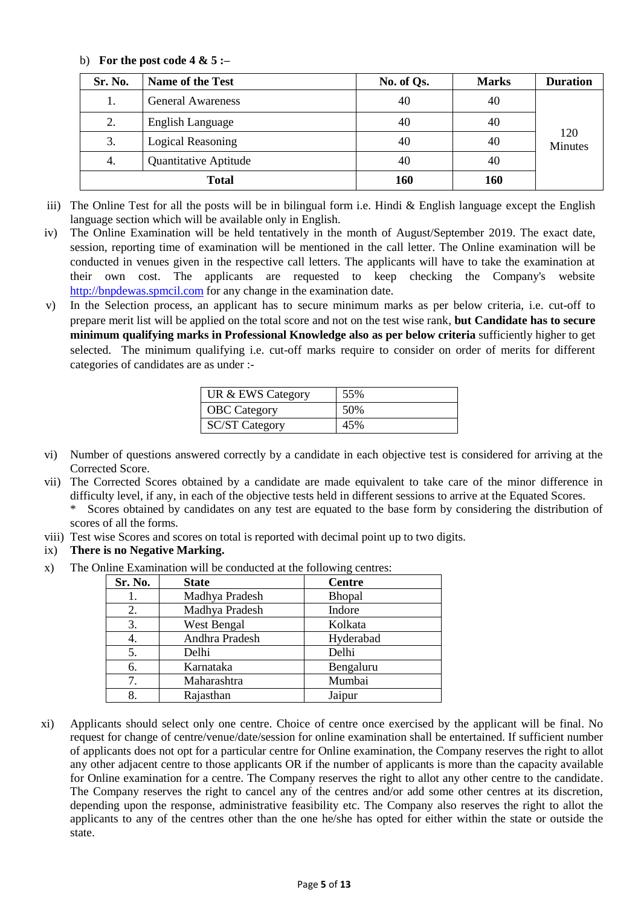b) **For the post code 4 & 5 :–**

| Sr. No. | Name of the Test | No. of Qs. | Marks | Duration |
|---|---|---|---|---|
| 1. | General Awareness | 40 | 40 | 120 Minutes |
| 2. | English Language | 40 | 40 | |
| 3. | Logical Reasoning | 40 | 40 | |
| 4. | Quantitative Aptitude | 40 | 40 | |
| **Total** | | **160** | **160** | |

iii) The Online Test for all the posts will be in bilingual form i.e. Hindi & English language except the English language section which will be available only in English.

iv) The Online Examination will be held tentatively in the month of August/September 2019. The exact date, session, reporting time of examination will be mentioned in the call letter. The Online examination will be conducted in venues given in the respective call letters. The applicants will have to take the examination at their own cost. The applicants are requested to keep checking the Company's website [http://bnpdewas.spmcil.com](http://bnpdewas.spmcil.com) for any change in the examination date.

v) In the Selection process, an applicant has to secure minimum marks as per below criteria, i.e. cut-off to prepare merit list will be applied on the total score and not on the test wise rank, **but Candidate has to secure minimum qualifying marks in Professional Knowledge also as per below criteria** sufficiently higher to get selected. The minimum qualifying i.e. cut-off marks require to consider on order of merits for different categories of candidates are as under :-

| Category | Percentage |
|---|---|
| UR & EWS Category | 55% |
| OBC Category | 50% |
| SC/ST Category | 45% |

vi) Number of questions answered correctly by a candidate in each objective test is considered for arriving at the Corrected Score.

vii) The Corrected Scores obtained by a candidate are made equivalent to take care of the minor difference in difficulty level, if any, in each of the objective tests held in different sessions to arrive at the Equated Scores.
\* Scores obtained by candidates on any test are equated to the base form by considering the distribution of scores of all the forms.

viii) Test wise Scores and scores on total is reported with decimal point up to two digits.

ix) **There is no Negative Marking.**

x) The Online Examination will be conducted at the following centres:

| Sr. No. | State | Centre |
|---|---|---|
| 1. | Madhya Pradesh | Bhopal |
| 2. | Madhya Pradesh | Indore |
| 3. | West Bengal | Kolkata |
| 4. | Andhra Pradesh | Hyderabad |
| 5. | Delhi | Delhi |
| 6. | Karnataka | Bengaluru |
| 7. | Maharashtra | Mumbai |
| 8. | Rajasthan | Jaipur |

xi) Applicants should select only one centre. Choice of centre once exercised by the applicant will be final. No request for change of centre/venue/date/session for online examination shall be entertained. If sufficient number of applicants does not opt for a particular centre for Online examination, the Company reserves the right to allot any other adjacent centre to those applicants OR if the number of applicants is more than the capacity available for Online examination for a centre. The Company reserves the right to allot any other centre to the candidate. The Company reserves the right to cancel any of the centres and/or add some other centres at its discretion, depending upon the response, administrative feasibility etc. The Company also reserves the right to allot the applicants to any of the centres other than the one he/she has opted for either within the state or outside the state.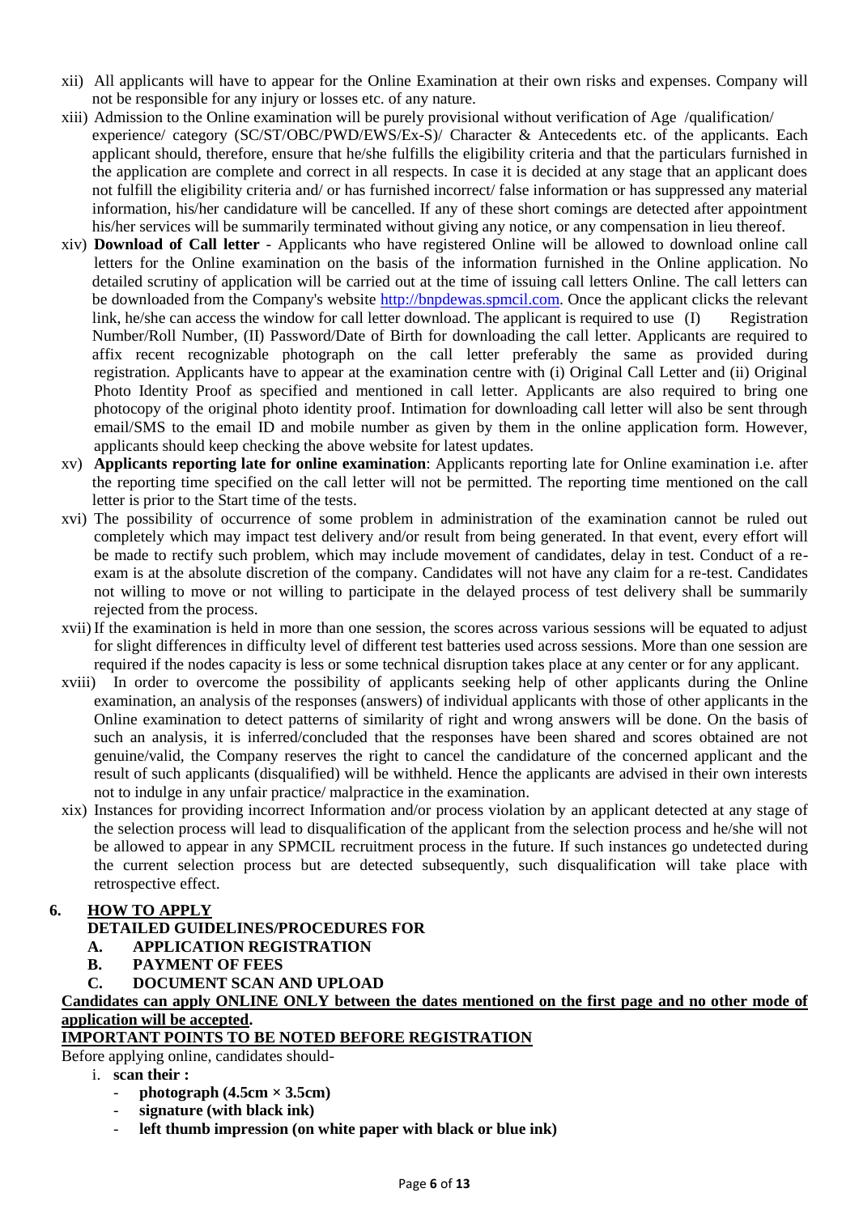xii) All applicants will have to appear for the Online Examination at their own risks and expenses. Company will not be responsible for any injury or losses etc. of any nature.

xiii) Admission to the Online examination will be purely provisional without verification of Age /qualification/ experience/ category (SC/ST/OBC/PWD/EWS/Ex-S)/ Character & Antecedents etc. of the applicants. Each applicant should, therefore, ensure that he/she fulfills the eligibility criteria and that the particulars furnished in the application are complete and correct in all respects. In case it is decided at any stage that an applicant does not fulfill the eligibility criteria and/ or has furnished incorrect/ false information or has suppressed any material information, his/her candidature will be cancelled. If any of these short comings are detected after appointment his/her services will be summarily terminated without giving any notice, or any compensation in lieu thereof.

xiv) **Download of Call letter** - Applicants who have registered Online will be allowed to download online call letters for the Online examination on the basis of the information furnished in the Online application. No detailed scrutiny of application will be carried out at the time of issuing call letters Online. The call letters can be downloaded from the Company's website http://bnpdewas.spmcil.com. Once the applicant clicks the relevant link, he/she can access the window for call letter download. The applicant is required to use (I) Registration Number/Roll Number, (II) Password/Date of Birth for downloading the call letter. Applicants are required to affix recent recognizable photograph on the call letter preferably the same as provided during registration. Applicants have to appear at the examination centre with (i) Original Call Letter and (ii) Original Photo Identity Proof as specified and mentioned in call letter. Applicants are also required to bring one photocopy of the original photo identity proof. Intimation for downloading call letter will also be sent through email/SMS to the email ID and mobile number as given by them in the online application form. However, applicants should keep checking the above website for latest updates.

xv) **Applicants reporting late for online examination**: Applicants reporting late for Online examination i.e. after the reporting time specified on the call letter will not be permitted. The reporting time mentioned on the call letter is prior to the Start time of the tests.

xvi) The possibility of occurrence of some problem in administration of the examination cannot be ruled out completely which may impact test delivery and/or result from being generated. In that event, every effort will be made to rectify such problem, which may include movement of candidates, delay in test. Conduct of a re-exam is at the absolute discretion of the company. Candidates will not have any claim for a re-test. Candidates not willing to move or not willing to participate in the delayed process of test delivery shall be summarily rejected from the process.

xvii) If the examination is held in more than one session, the scores across various sessions will be equated to adjust for slight differences in difficulty level of different test batteries used across sessions. More than one session are required if the nodes capacity is less or some technical disruption takes place at any center or for any applicant.

xviii) In order to overcome the possibility of applicants seeking help of other applicants during the Online examination, an analysis of the responses (answers) of individual applicants with those of other applicants in the Online examination to detect patterns of similarity of right and wrong answers will be done. On the basis of such an analysis, it is inferred/concluded that the responses have been shared and scores obtained are not genuine/valid, the Company reserves the right to cancel the candidature of the concerned applicant and the result of such applicants (disqualified) will be withheld. Hence the applicants are advised in their own interests not to indulge in any unfair practice/ malpractice in the examination.

xix) Instances for providing incorrect Information and/or process violation by an applicant detected at any stage of the selection process will lead to disqualification of the applicant from the selection process and he/she will not be allowed to appear in any SPMCIL recruitment process in the future. If such instances go undetected during the current selection process but are detected subsequently, such disqualification will take place with retrospective effect.

## 6. HOW TO APPLY

**DETAILED GUIDELINES/PROCEDURES FOR**

**A. APPLICATION REGISTRATION**

**B. PAYMENT OF FEES**

**C. DOCUMENT SCAN AND UPLOAD**

**Candidates can apply ONLINE ONLY between the dates mentioned on the first page and no other mode of application will be accepted.**

**IMPORTANT POINTS TO BE NOTED BEFORE REGISTRATION**

Before applying online, candidates should-

i. **scan their :**
   - **photograph (4.5cm × 3.5cm)**
   - **signature (with black ink)**
   - **left thumb impression (on white paper with black or blue ink)**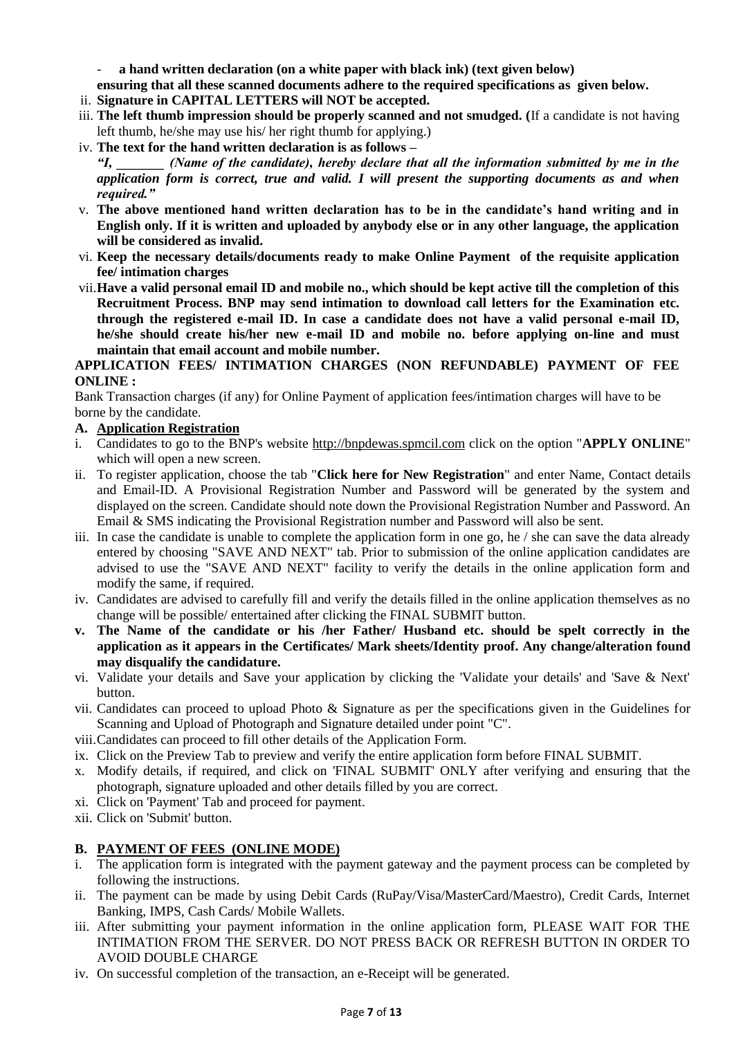- **a hand written declaration (on a white paper with black ink) (text given below)**

**ensuring that all these scanned documents adhere to the required specifications as given below.**

ii. **Signature in CAPITAL LETTERS will NOT be accepted.**

iii. **The left thumb impression should be properly scanned and not smudged. (**If a candidate is not having left thumb, he/she may use his/ her right thumb for applying.)

iv. **The text for the hand written declaration is as follows –**

***"I, _______ (Name of the candidate), hereby declare that all the information submitted by me in the application form is correct, true and valid. I will present the supporting documents as and when required."***

v. **The above mentioned hand written declaration has to be in the candidate's hand writing and in English only. If it is written and uploaded by anybody else or in any other language, the application will be considered as invalid.**

vi. **Keep the necessary details/documents ready to make Online Payment of the requisite application fee/ intimation charges**

vii. **Have a valid personal email ID and mobile no., which should be kept active till the completion of this Recruitment Process. BNP may send intimation to download call letters for the Examination etc. through the registered e-mail ID. In case a candidate does not have a valid personal e-mail ID, he/she should create his/her new e-mail ID and mobile no. before applying on-line and must maintain that email account and mobile number.**

**APPLICATION FEES/ INTIMATION CHARGES (NON REFUNDABLE) PAYMENT OF FEE ONLINE :**

Bank Transaction charges (if any) for Online Payment of application fees/intimation charges will have to be borne by the candidate.

**A. Application Registration**

i. Candidates to go to the BNP's website http://bnpdewas.spmcil.com click on the option "**APPLY ONLINE**" which will open a new screen.

ii. To register application, choose the tab "**Click here for New Registration**" and enter Name, Contact details and Email-ID. A Provisional Registration Number and Password will be generated by the system and displayed on the screen. Candidate should note down the Provisional Registration Number and Password. An Email & SMS indicating the Provisional Registration number and Password will also be sent.

iii. In case the candidate is unable to complete the application form in one go, he / she can save the data already entered by choosing "SAVE AND NEXT" tab. Prior to submission of the online application candidates are advised to use the "SAVE AND NEXT" facility to verify the details in the online application form and modify the same, if required.

iv. Candidates are advised to carefully fill and verify the details filled in the online application themselves as no change will be possible/ entertained after clicking the FINAL SUBMIT button.

v. **The Name of the candidate or his /her Father/ Husband etc. should be spelt correctly in the application as it appears in the Certificates/ Mark sheets/Identity proof. Any change/alteration found may disqualify the candidature.**

vi. Validate your details and Save your application by clicking the 'Validate your details' and 'Save & Next' button.

vii. Candidates can proceed to upload Photo & Signature as per the specifications given in the Guidelines for Scanning and Upload of Photograph and Signature detailed under point "C".

viii. Candidates can proceed to fill other details of the Application Form.

ix. Click on the Preview Tab to preview and verify the entire application form before FINAL SUBMIT.

x. Modify details, if required, and click on 'FINAL SUBMIT' ONLY after verifying and ensuring that the photograph, signature uploaded and other details filled by you are correct.

xi. Click on 'Payment' Tab and proceed for payment.

xii. Click on 'Submit' button.

**B. PAYMENT OF FEES (ONLINE MODE)**

i. The application form is integrated with the payment gateway and the payment process can be completed by following the instructions.

ii. The payment can be made by using Debit Cards (RuPay/Visa/MasterCard/Maestro), Credit Cards, Internet Banking, IMPS, Cash Cards/ Mobile Wallets.

iii. After submitting your payment information in the online application form, PLEASE WAIT FOR THE INTIMATION FROM THE SERVER. DO NOT PRESS BACK OR REFRESH BUTTON IN ORDER TO AVOID DOUBLE CHARGE

iv. On successful completion of the transaction, an e-Receipt will be generated.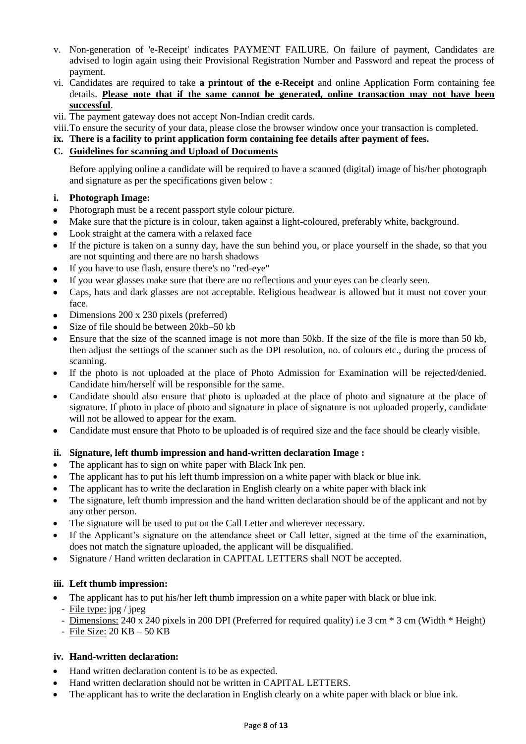v. Non-generation of 'e-Receipt' indicates PAYMENT FAILURE. On failure of payment, Candidates are advised to login again using their Provisional Registration Number and Password and repeat the process of payment.

vi. Candidates are required to take **a printout of the e-Receipt** and online Application Form containing fee details. **Please note that if the same cannot be generated, online transaction may not have been successful**.

vii. The payment gateway does not accept Non-Indian credit cards.

viii. To ensure the security of your data, please close the browser window once your transaction is completed.

**ix. There is a facility to print application form containing fee details after payment of fees.**

## C. Guidelines for scanning and Upload of Documents

Before applying online a candidate will be required to have a scanned (digital) image of his/her photograph and signature as per the specifications given below :

### i. Photograph Image:

- Photograph must be a recent passport style colour picture.
- Make sure that the picture is in colour, taken against a light-coloured, preferably white, background.
- Look straight at the camera with a relaxed face
- If the picture is taken on a sunny day, have the sun behind you, or place yourself in the shade, so that you are not squinting and there are no harsh shadows
- If you have to use flash, ensure there's no "red-eye"
- If you wear glasses make sure that there are no reflections and your eyes can be clearly seen.
- Caps, hats and dark glasses are not acceptable. Religious headwear is allowed but it must not cover your face.
- Dimensions 200 x 230 pixels (preferred)
- Size of file should be between 20kb–50 kb
- Ensure that the size of the scanned image is not more than 50kb. If the size of the file is more than 50 kb, then adjust the settings of the scanner such as the DPI resolution, no. of colours etc., during the process of scanning.
- If the photo is not uploaded at the place of Photo Admission for Examination will be rejected/denied. Candidate him/herself will be responsible for the same.
- Candidate should also ensure that photo is uploaded at the place of photo and signature at the place of signature. If photo in place of photo and signature in place of signature is not uploaded properly, candidate will not be allowed to appear for the exam.
- Candidate must ensure that Photo to be uploaded is of required size and the face should be clearly visible.

### ii. Signature, left thumb impression and hand-written declaration Image :

- The applicant has to sign on white paper with Black Ink pen.
- The applicant has to put his left thumb impression on a white paper with black or blue ink.
- The applicant has to write the declaration in English clearly on a white paper with black ink
- The signature, left thumb impression and the hand written declaration should be of the applicant and not by any other person.
- The signature will be used to put on the Call Letter and wherever necessary.
- If the Applicant's signature on the attendance sheet or Call letter, signed at the time of the examination, does not match the signature uploaded, the applicant will be disqualified.
- Signature / Hand written declaration in CAPITAL LETTERS shall NOT be accepted.

### iii. Left thumb impression:

- The applicant has to put his/her left thumb impression on a white paper with black or blue ink.
  - File type: jpg / jpeg
  - Dimensions: 240 x 240 pixels in 200 DPI (Preferred for required quality) i.e 3 cm * 3 cm (Width * Height)
  - File Size: 20 KB – 50 KB

### iv. Hand-written declaration:

- Hand written declaration content is to be as expected.
- Hand written declaration should not be written in CAPITAL LETTERS.
- The applicant has to write the declaration in English clearly on a white paper with black or blue ink.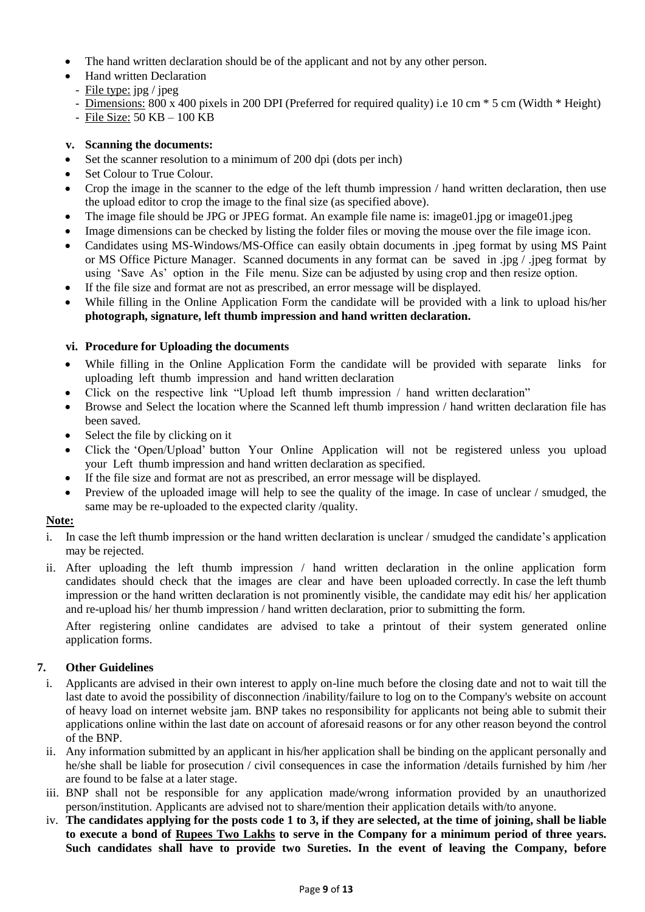- The hand written declaration should be of the applicant and not by any other person.
- Hand written Declaration
  - File type: jpg / jpeg
  - Dimensions: 800 x 400 pixels in 200 DPI (Preferred for required quality) i.e 10 cm * 5 cm (Width * Height)
  - File Size: 50 KB – 100 KB

**v. Scanning the documents:**

- Set the scanner resolution to a minimum of 200 dpi (dots per inch)
- Set Colour to True Colour.
- Crop the image in the scanner to the edge of the left thumb impression / hand written declaration, then use the upload editor to crop the image to the final size (as specified above).
- The image file should be JPG or JPEG format. An example file name is: image01.jpg or image01.jpeg
- Image dimensions can be checked by listing the folder files or moving the mouse over the file image icon.
- Candidates using MS-Windows/MS-Office can easily obtain documents in .jpeg format by using MS Paint or MS Office Picture Manager. Scanned documents in any format can be saved in .jpg / .jpeg format by using 'Save As' option in the File menu. Size can be adjusted by using crop and then resize option.
- If the file size and format are not as prescribed, an error message will be displayed.
- While filling in the Online Application Form the candidate will be provided with a link to upload his/her **photograph, signature, left thumb impression and hand written declaration.**

**vi. Procedure for Uploading the documents**

- While filling in the Online Application Form the candidate will be provided with separate links for uploading left thumb impression and hand written declaration
- Click on the respective link "Upload left thumb impression / hand written declaration"
- Browse and Select the location where the Scanned left thumb impression / hand written declaration file has been saved.
- Select the file by clicking on it
- Click the 'Open/Upload' button Your Online Application will not be registered unless you upload your Left thumb impression and hand written declaration as specified.
- If the file size and format are not as prescribed, an error message will be displayed.
- Preview of the uploaded image will help to see the quality of the image. In case of unclear / smudged, the same may be re-uploaded to the expected clarity /quality.

**Note:**

i. In case the left thumb impression or the hand written declaration is unclear / smudged the candidate's application may be rejected.

ii. After uploading the left thumb impression / hand written declaration in the online application form candidates should check that the images are clear and have been uploaded correctly. In case the left thumb impression or the hand written declaration is not prominently visible, the candidate may edit his/ her application and re-upload his/ her thumb impression / hand written declaration, prior to submitting the form.

After registering online candidates are advised to take a printout of their system generated online application forms.

**7. Other Guidelines**

i. Applicants are advised in their own interest to apply on-line much before the closing date and not to wait till the last date to avoid the possibility of disconnection /inability/failure to log on to the Company's website on account of heavy load on internet website jam. BNP takes no responsibility for applicants not being able to submit their applications online within the last date on account of aforesaid reasons or for any other reason beyond the control of the BNP.

ii. Any information submitted by an applicant in his/her application shall be binding on the applicant personally and he/she shall be liable for prosecution / civil consequences in case the information /details furnished by him /her are found to be false at a later stage.

iii. BNP shall not be responsible for any application made/wrong information provided by an unauthorized person/institution. Applicants are advised not to share/mention their application details with/to anyone.

iv. **The candidates applying for the posts code 1 to 3, if they are selected, at the time of joining, shall be liable to execute a bond of Rupees Two Lakhs to serve in the Company for a minimum period of three years. Such candidates shall have to provide two Sureties. In the event of leaving the Company, before**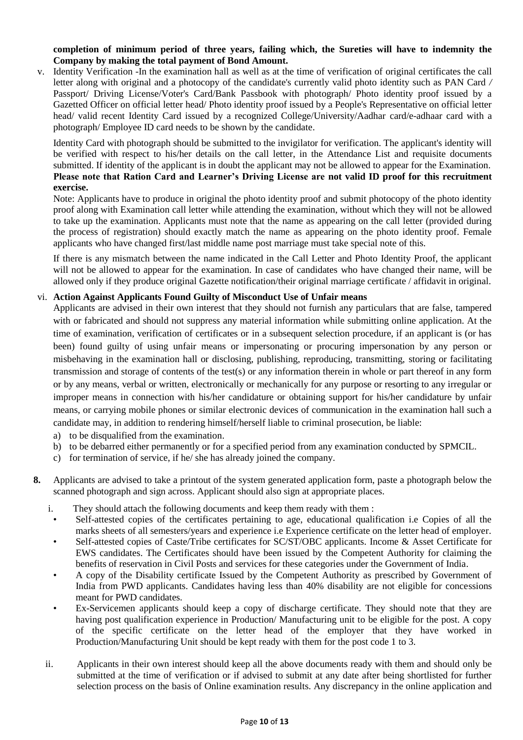**completion of minimum period of three years, failing which, the Sureties will have to indemnity the Company by making the total payment of Bond Amount.**

v. Identity Verification -In the examination hall as well as at the time of verification of original certificates the call letter along with original and a photocopy of the candidate's currently valid photo identity such as PAN Card / Passport/ Driving License/Voter's Card/Bank Passbook with photograph/ Photo identity proof issued by a Gazetted Officer on official letter head/ Photo identity proof issued by a People's Representative on official letter head/ valid recent Identity Card issued by a recognized College/University/Aadhar card/e-adhaar card with a photograph/ Employee ID card needs to be shown by the candidate.

Identity Card with photograph should be submitted to the invigilator for verification. The applicant's identity will be verified with respect to his/her details on the call letter, in the Attendance List and requisite documents submitted. If identity of the applicant is in doubt the applicant may not be allowed to appear for the Examination. **Please note that Ration Card and Learner's Driving License are not valid ID proof for this recruitment exercise.**

Note: Applicants have to produce in original the photo identity proof and submit photocopy of the photo identity proof along with Examination call letter while attending the examination, without which they will not be allowed to take up the examination. Applicants must note that the name as appearing on the call letter (provided during the process of registration) should exactly match the name as appearing on the photo identity proof. Female applicants who have changed first/last middle name post marriage must take special note of this.

If there is any mismatch between the name indicated in the Call Letter and Photo Identity Proof, the applicant will not be allowed to appear for the examination. In case of candidates who have changed their name, will be allowed only if they produce original Gazette notification/their original marriage certificate / affidavit in original.

vi. **Action Against Applicants Found Guilty of Misconduct Use of Unfair means**

Applicants are advised in their own interest that they should not furnish any particulars that are false, tampered with or fabricated and should not suppress any material information while submitting online application. At the time of examination, verification of certificates or in a subsequent selection procedure, if an applicant is (or has been) found guilty of using unfair means or impersonating or procuring impersonation by any person or misbehaving in the examination hall or disclosing, publishing, reproducing, transmitting, storing or facilitating transmission and storage of contents of the test(s) or any information therein in whole or part thereof in any form or by any means, verbal or written, electronically or mechanically for any purpose or resorting to any irregular or improper means in connection with his/her candidature or obtaining support for his/her candidature by unfair means, or carrying mobile phones or similar electronic devices of communication in the examination hall such a candidate may, in addition to rendering himself/herself liable to criminal prosecution, be liable:

a) to be disqualified from the examination.
b) to be debarred either permanently or for a specified period from any examination conducted by SPMCIL.
c) for termination of service, if he/ she has already joined the company.

**8.** Applicants are advised to take a printout of the system generated application form, paste a photograph below the scanned photograph and sign across. Applicant should also sign at appropriate places.

i. They should attach the following documents and keep them ready with them :

- Self-attested copies of the certificates pertaining to age, educational qualification i.e Copies of all the marks sheets of all semesters/years and experience i.e Experience certificate on the letter head of employer.
- Self-attested copies of Caste/Tribe certificates for SC/ST/OBC applicants. Income & Asset Certificate for EWS candidates. The Certificates should have been issued by the Competent Authority for claiming the benefits of reservation in Civil Posts and services for these categories under the Government of India.
- A copy of the Disability certificate Issued by the Competent Authority as prescribed by Government of India from PWD applicants. Candidates having less than 40% disability are not eligible for concessions meant for PWD candidates.
- Ex-Servicemen applicants should keep a copy of discharge certificate. They should note that they are having post qualification experience in Production/ Manufacturing unit to be eligible for the post. A copy of the specific certificate on the letter head of the employer that they have worked in Production/Manufacturing Unit should be kept ready with them for the post code 1 to 3.

ii. Applicants in their own interest should keep all the above documents ready with them and should only be submitted at the time of verification or if advised to submit at any date after being shortlisted for further selection process on the basis of Online examination results. Any discrepancy in the online application and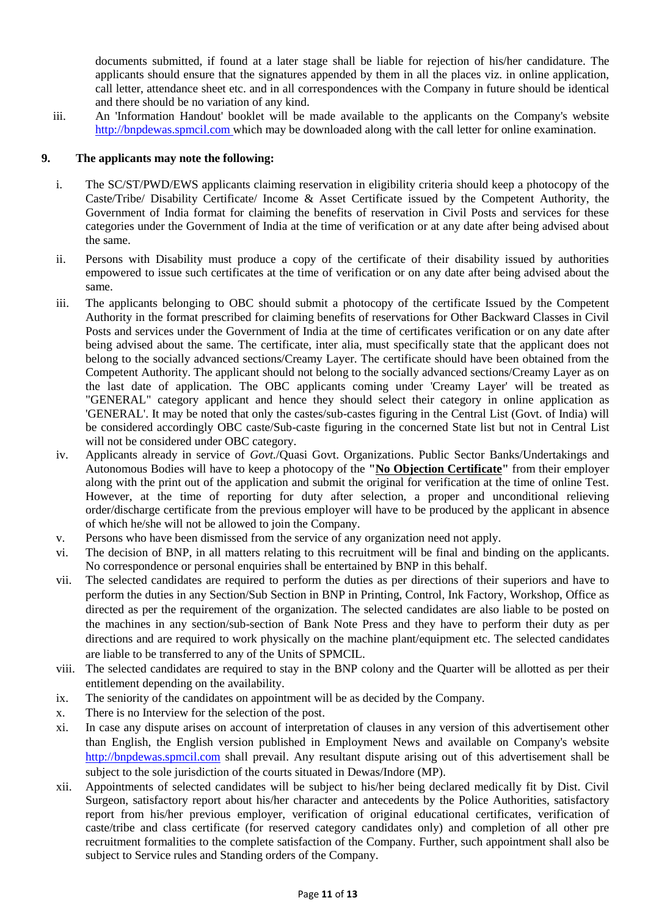documents submitted, if found at a later stage shall be liable for rejection of his/her candidature. The applicants should ensure that the signatures appended by them in all the places viz. in online application, call letter, attendance sheet etc. and in all correspondences with the Company in future should be identical and there should be no variation of any kind.

iii. An 'Information Handout' booklet will be made available to the applicants on the Company's website http://bnpdewas.spmcil.com which may be downloaded along with the call letter for online examination.

**9. The applicants may note the following:**

i. The SC/ST/PWD/EWS applicants claiming reservation in eligibility criteria should keep a photocopy of the Caste/Tribe/ Disability Certificate/ Income & Asset Certificate issued by the Competent Authority, the Government of India format for claiming the benefits of reservation in Civil Posts and services for these categories under the Government of India at the time of verification or at any date after being advised about the same.

ii. Persons with Disability must produce a copy of the certificate of their disability issued by authorities empowered to issue such certificates at the time of verification or on any date after being advised about the same.

iii. The applicants belonging to OBC should submit a photocopy of the certificate Issued by the Competent Authority in the format prescribed for claiming benefits of reservations for Other Backward Classes in Civil Posts and services under the Government of India at the time of certificates verification or on any date after being advised about the same. The certificate, inter alia, must specifically state that the applicant does not belong to the socially advanced sections/Creamy Layer. The certificate should have been obtained from the Competent Authority. The applicant should not belong to the socially advanced sections/Creamy Layer as on the last date of application. The OBC applicants coming under 'Creamy Layer' will be treated as "GENERAL" category applicant and hence they should select their category in online application as 'GENERAL'. It may be noted that only the castes/sub-castes figuring in the Central List (Govt. of India) will be considered accordingly OBC caste/Sub-caste figuring in the concerned State list but not in Central List will not be considered under OBC category.

iv. Applicants already in service of *Govt.*/Quasi Govt. Organizations. Public Sector Banks/Undertakings and Autonomous Bodies will have to keep a photocopy of the **"No Objection Certificate"** from their employer along with the print out of the application and submit the original for verification at the time of online Test. However, at the time of reporting for duty after selection, a proper and unconditional relieving order/discharge certificate from the previous employer will have to be produced by the applicant in absence of which he/she will not be allowed to join the Company.

v. Persons who have been dismissed from the service of any organization need not apply.

vi. The decision of BNP, in all matters relating to this recruitment will be final and binding on the applicants. No correspondence or personal enquiries shall be entertained by BNP in this behalf.

vii. The selected candidates are required to perform the duties as per directions of their superiors and have to perform the duties in any Section/Sub Section in BNP in Printing, Control, Ink Factory, Workshop, Office as directed as per the requirement of the organization. The selected candidates are also liable to be posted on the machines in any section/sub-section of Bank Note Press and they have to perform their duty as per directions and are required to work physically on the machine plant/equipment etc. The selected candidates are liable to be transferred to any of the Units of SPMCIL.

viii. The selected candidates are required to stay in the BNP colony and the Quarter will be allotted as per their entitlement depending on the availability.

ix. The seniority of the candidates on appointment will be as decided by the Company.

x. There is no Interview for the selection of the post.

xi. In case any dispute arises on account of interpretation of clauses in any version of this advertisement other than English, the English version published in Employment News and available on Company's website http://bnpdewas.spmcil.com shall prevail. Any resultant dispute arising out of this advertisement shall be subject to the sole jurisdiction of the courts situated in Dewas/Indore (MP).

xii. Appointments of selected candidates will be subject to his/her being declared medically fit by Dist. Civil Surgeon, satisfactory report about his/her character and antecedents by the Police Authorities, satisfactory report from his/her previous employer, verification of original educational certificates, verification of caste/tribe and class certificate (for reserved category candidates only) and completion of all other pre recruitment formalities to the complete satisfaction of the Company. Further, such appointment shall also be subject to Service rules and Standing orders of the Company.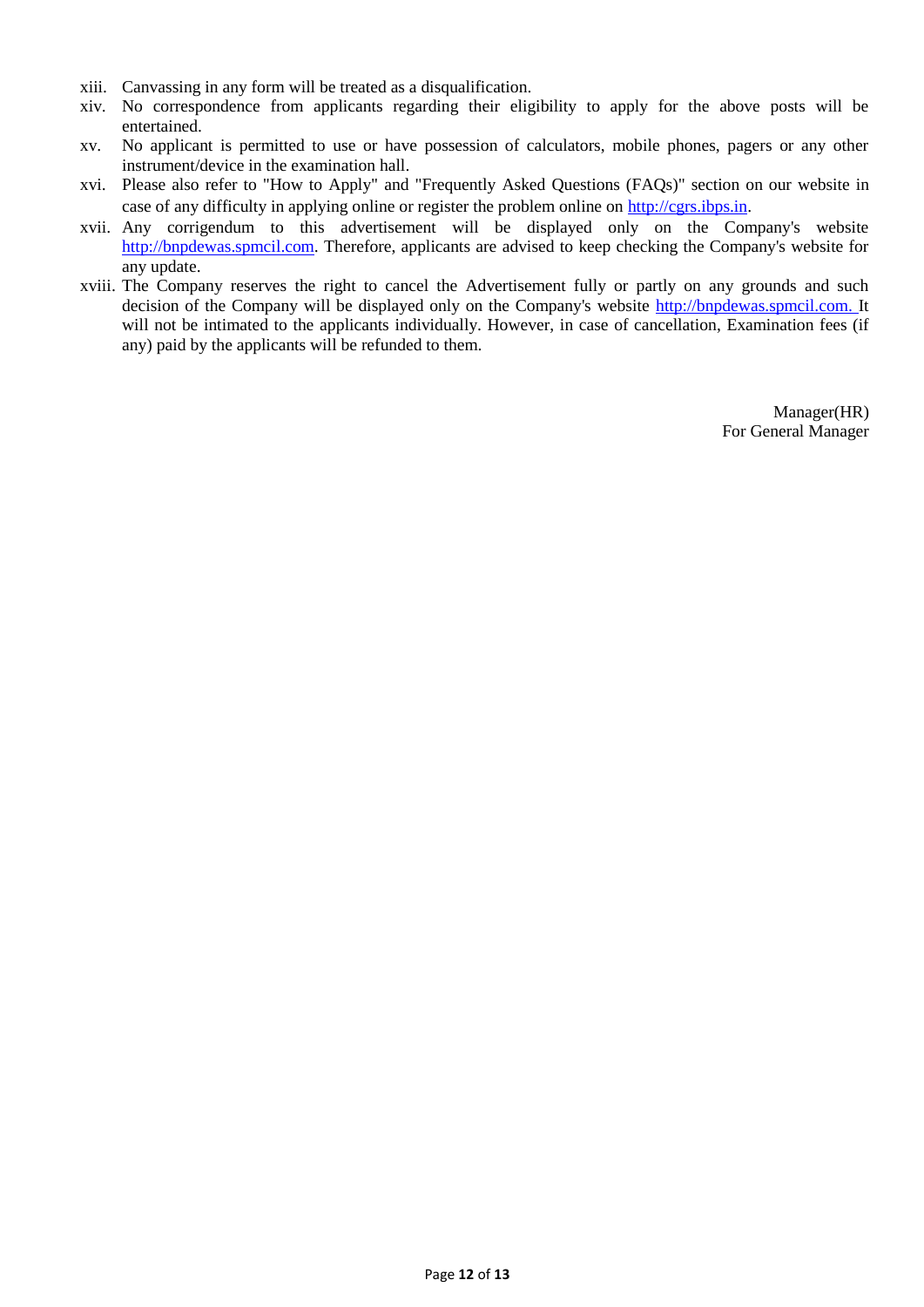xiii. Canvassing in any form will be treated as a disqualification.

xiv. No correspondence from applicants regarding their eligibility to apply for the above posts will be entertained.

xv. No applicant is permitted to use or have possession of calculators, mobile phones, pagers or any other instrument/device in the examination hall.

xvi. Please also refer to "How to Apply" and "Frequently Asked Questions (FAQs)" section on our website in case of any difficulty in applying online or register the problem online on http://cgrs.ibps.in.

xvii. Any corrigendum to this advertisement will be displayed only on the Company's website http://bnpdewas.spmcil.com. Therefore, applicants are advised to keep checking the Company's website for any update.

xviii. The Company reserves the right to cancel the Advertisement fully or partly on any grounds and such decision of the Company will be displayed only on the Company's website http://bnpdewas.spmcil.com. It will not be intimated to the applicants individually. However, in case of cancellation, Examination fees (if any) paid by the applicants will be refunded to them.

Manager(HR)
For General Manager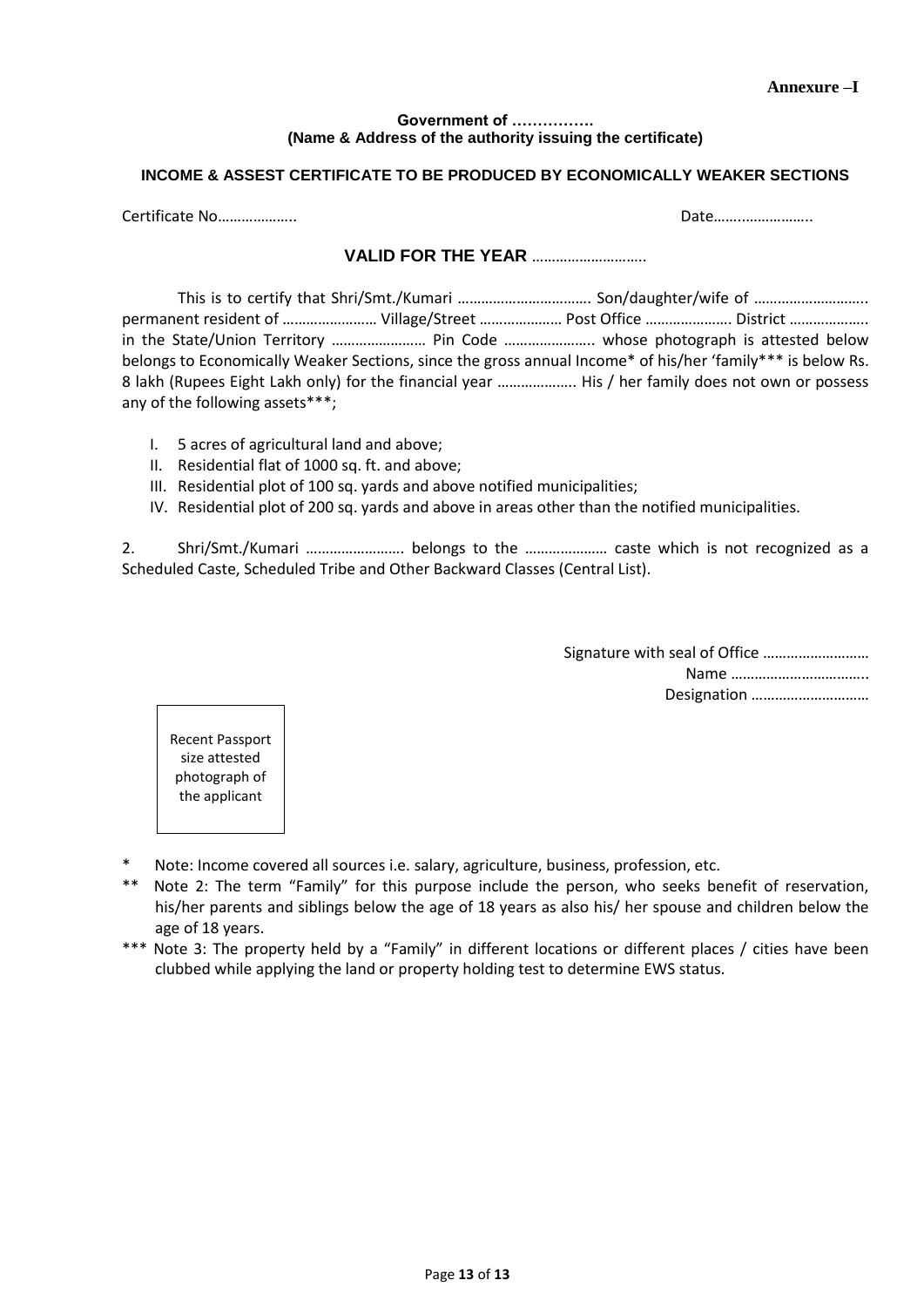**Annexure –I**

**Government of …………….**
**(Name & Address of the authority issuing the certificate)**

**INCOME & ASSEST CERTIFICATE TO BE PRODUCED BY ECONOMICALLY WEAKER SECTIONS**

Certificate No……………….. Date……..……………..

**VALID FOR THE YEAR** ………………………..

This is to certify that Shri/Smt./Kumari ……………………………. Son/daughter/wife of ……………………….. permanent resident of …………………… Village/Street ………………… Post Office ………………….. District ……………….. in the State/Union Territory …………………… Pin Code ………………….. whose photograph is attested below belongs to Economically Weaker Sections, since the gross annual Income* of his/her 'family*** is below Rs. 8 lakh (Rupees Eight Lakh only) for the financial year ……………….. His / her family does not own or possess any of the following assets***;

I. 5 acres of agricultural land and above;
II. Residential flat of 1000 sq. ft. and above;
III. Residential plot of 100 sq. yards and above notified municipalities;
IV. Residential plot of 200 sq. yards and above in areas other than the notified municipalities.

2. Shri/Smt./Kumari ……………………. belongs to the ………………… caste which is not recognized as a Scheduled Caste, Scheduled Tribe and Other Backward Classes (Central List).

Signature with seal of Office ………………………
Name ……………………………..
Designation …………………………

Recent Passport size attested photograph of the applicant

\* Note: Income covered all sources i.e. salary, agriculture, business, profession, etc.

\** Note 2: The term "Family" for this purpose include the person, who seeks benefit of reservation, his/her parents and siblings below the age of 18 years as also his/ her spouse and children below the age of 18 years.

\*** Note 3: The property held by a "Family" in different locations or different places / cities have been clubbed while applying the land or property holding test to determine EWS status.